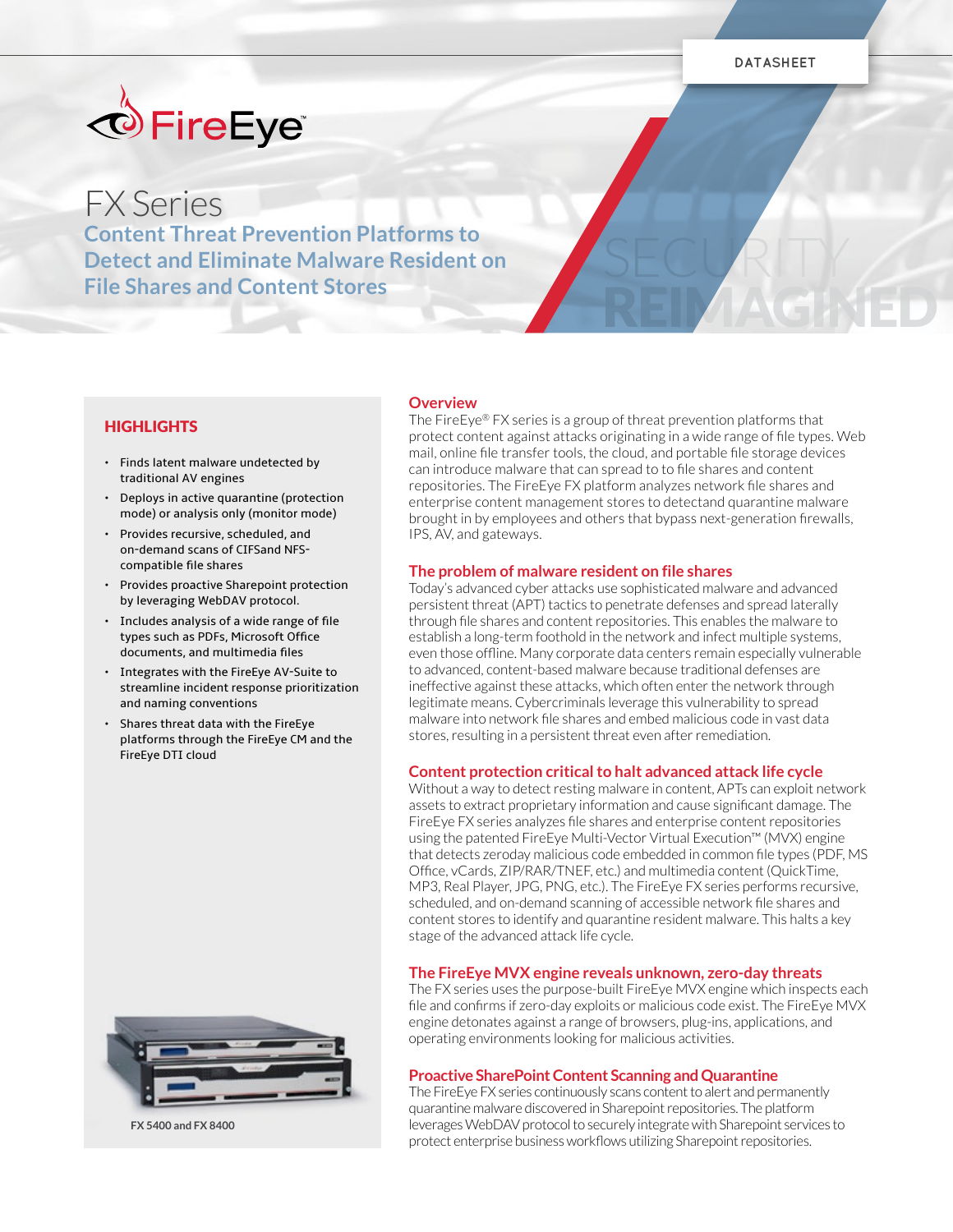DATASHEET

# FX Series

## Content Threat Prevention Platforms to Detect and Eliminate Malware Resident on File Shares and Content Stores

SECURITY REIMAGINED

### HIGHLIGHTS

- Finds latent malware undetected by traditional AV engines
- Deploys in active quarantine (protection mode) or analysis only (monitor mode)
- Provides recursive, scheduled, and on-demand scans of CIFSand NFS-compatible file shares
- Provides proactive Sharepoint protection by leveraging WebDAV protocol.
- Includes analysis of a wide range of file types such as PDFs, Microsoft Office documents, and multimedia files
- Integrates with the FireEye AV-Suite to streamline incident response prioritization and naming conventions
- Shares threat data with the FireEye platforms through the FireEye CM and the FireEye DTI cloud

FX 5400 and FX 8400

### Overview

The FireEye® FX series is a group of threat prevention platforms that protect content against attacks originating in a wide range of file types. Web mail, online file transfer tools, the cloud, and portable file storage devices can introduce malware that can spread to to file shares and content repositories. The FireEye FX platform analyzes network file shares and enterprise content management stores to detectand quarantine malware brought in by employees and others that bypass next-generation firewalls, IPS, AV, and gateways.

### The problem of malware resident on file shares

Today's advanced cyber attacks use sophisticated malware and advanced persistent threat (APT) tactics to penetrate defenses and spread laterally through file shares and content repositories. This enables the malware to establish a long-term foothold in the network and infect multiple systems, even those offline. Many corporate data centers remain especially vulnerable to advanced, content-based malware because traditional defenses are ineffective against these attacks, which often enter the network through legitimate means. Cybercriminals leverage this vulnerability to spread malware into network file shares and embed malicious code in vast data stores, resulting in a persistent threat even after remediation.

### Content protection critical to halt advanced attack life cycle

Without a way to detect resting malware in content, APTs can exploit network assets to extract proprietary information and cause significant damage. The FireEye FX series analyzes file shares and enterprise content repositories using the patented FireEye Multi-Vector Virtual Execution™ (MVX) engine that detects zeroday malicious code embedded in common file types (PDF, MS Office, vCards, ZIP/RAR/TNEF, etc.) and multimedia content (QuickTime, MP3, Real Player, JPG, PNG, etc.). The FireEye FX series performs recursive, scheduled, and on-demand scanning of accessible network file shares and content stores to identify and quarantine resident malware. This halts a key stage of the advanced attack life cycle.

### The FireEye MVX engine reveals unknown, zero-day threats

The FX series uses the purpose-built FireEye MVX engine which inspects each file and confirms if zero-day exploits or malicious code exist. The FireEye MVX engine detonates against a range of browsers, plug-ins, applications, and operating environments looking for malicious activities.

### Proactive SharePoint Content Scanning and Quarantine

The FireEye FX series continuously scans content to alert and permanently quarantine malware discovered in Sharepoint repositories. The platform leverages WebDAV protocol to securely integrate with Sharepoint services to protect enterprise business workflows utilizing Sharepoint repositories.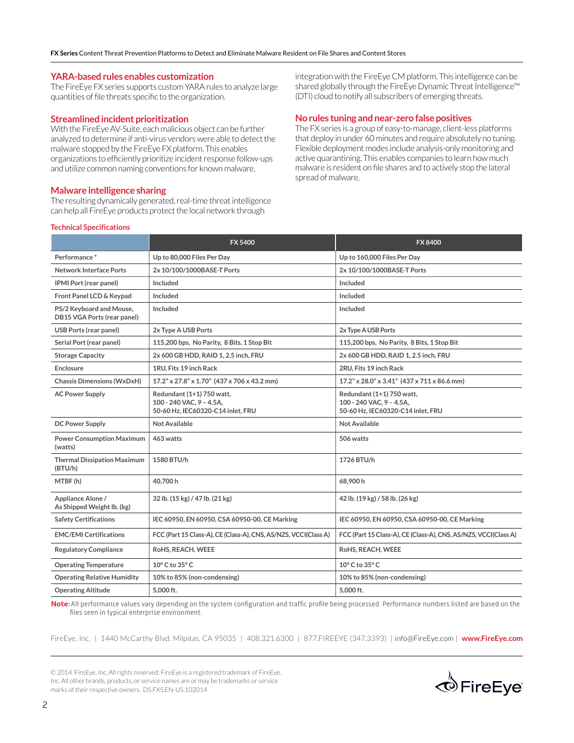## YARA-based rules enables customization

The FireEye FX series supports custom YARA rules to analyze large quantities of file threats specific to the organization.

## Streamlined incident prioritization

With the FireEye AV-Suite, each malicious object can be further analyzed to determine if anti-virus vendors were able to detect the malware stopped by the FireEye FX platform. This enables organizations to efficiently prioritize incident response follow-ups and utilize common naming conventions for known malware.

## Malware intelligence sharing

The resulting dynamically generated, real-time threat intelligence can help all FireEye products protect the local network through integration with the FireEye CM platform. This intelligence can be shared globally through the FireEye Dynamic Threat Intelligence™ (DTI) cloud to notify all subscribers of emerging threats.

## No rules tuning and near-zero false positives

The FX series is a group of easy-to-manage, client-less platforms that deploy in under 60 minutes and require absolutely no tuning. Flexible deployment modes include analysis-only monitoring and active quarantining. This enables companies to learn how much malware is resident on file shares and to actively stop the lateral spread of malware.

### Technical Specifications

| | FX 5400 | FX 8400 |
|---|---|---|
| Performance * | Up to 80,000 Files Per Day | Up to 160,000 Files Per Day |
| Network Interface Ports | 2x 10/100/1000BASE-T Ports | 2x 10/100/1000BASE-T Ports |
| IPMI Port (rear panel) | Included | Included |
| Front Panel LCD & Keypad | Included | Included |
| PS/2 Keyboard and Mouse, DB15 VGA Ports (rear panel) | Included | Included |
| USB Ports (rear panel) | 2x Type A USB Ports | 2x Type A USB Ports |
| Serial Port (rear panel) | 115,200 bps, No Parity, 8 Bits, 1 Stop Bit | 115,200 bps, No Parity, 8 Bits, 1 Stop Bit |
| Storage Capacity | 2x 600 GB HDD, RAID 1, 2.5 inch, FRU | 2x 600 GB HDD, RAID 1, 2.5 inch, FRU |
| Enclosure | 1RU, Fits 19 inch Rack | 2RU, Fits 19 inch Rack |
| Chassis Dimensions (WxDxH) | 17.2" x 27.8" x 1.70" (437 x 706 x 43.2 mm) | 17.2" x 28.0" x 3.41" (437 x 711 x 86.6 mm) |
| AC Power Supply | Redundant (1+1) 750 watt, 100 - 240 VAC, 9 – 4.5A, 50-60 Hz, IEC60320-C14 inlet, FRU | Redundant (1+1) 750 watt, 100 - 240 VAC, 9 – 4.5A, 50-60 Hz, IEC60320-C14 inlet, FRU |
| DC Power Supply | Not Available | Not Available |
| Power Consumption Maximum (watts) | 463 watts | 506 watts |
| Thermal Dissipation Maximum (BTU/h) | 1580 BTU/h | 1726 BTU/h |
| MTBF (h) | 40,700 h | 68,900 h |
| Appliance Alone / As Shipped Weight lb. (kg) | 32 lb. (15 kg) / 47 lb. (21 kg) | 42 lb. (19 kg) / 58 lb. (26 kg) |
| Safety Certifications | IEC 60950, EN 60950, CSA 60950-00, CE Marking | IEC 60950, EN 60950, CSA 60950-00, CE Marking |
| EMC/EMI Certifications | FCC (Part 15 Class-A), CE (Class-A), CNS, AS/NZS, VCCI(Class A) | FCC (Part 15 Class-A), CE (Class-A), CNS, AS/NZS, VCCI(Class A) |
| Regulatory Compliance | RoHS, REACH, WEEE | RoHS, REACH, WEEE |
| Operating Temperature | 10° C to 35° C | 10° C to 35° C |
| Operating Relative Humidity | 10% to 85% (non-condensing) | 10% to 85% (non-condensing) |
| Operating Altitude | 5,000 ft. | 5,000 ft. |

**Note:** All performance values vary depending on the system configuration and traffic profile being processed. Performance numbers listed are based on the files seen in typical enterprise environment.

FireEye, Inc. | 1440 McCarthy Blvd. Milpitas, CA 95035 | 408.321.6300 | 877.FIREEYE (347.3393) | info@FireEye.com | **www.FireEye.com**

© 2014 FireEye, Inc. All rights reserved. FireEye is a registered trademark of FireEye, Inc. All other brands, products, or service names are or may be trademarks or service marks of their respective owners. DS.FXS.EN-US.102014

FireEye